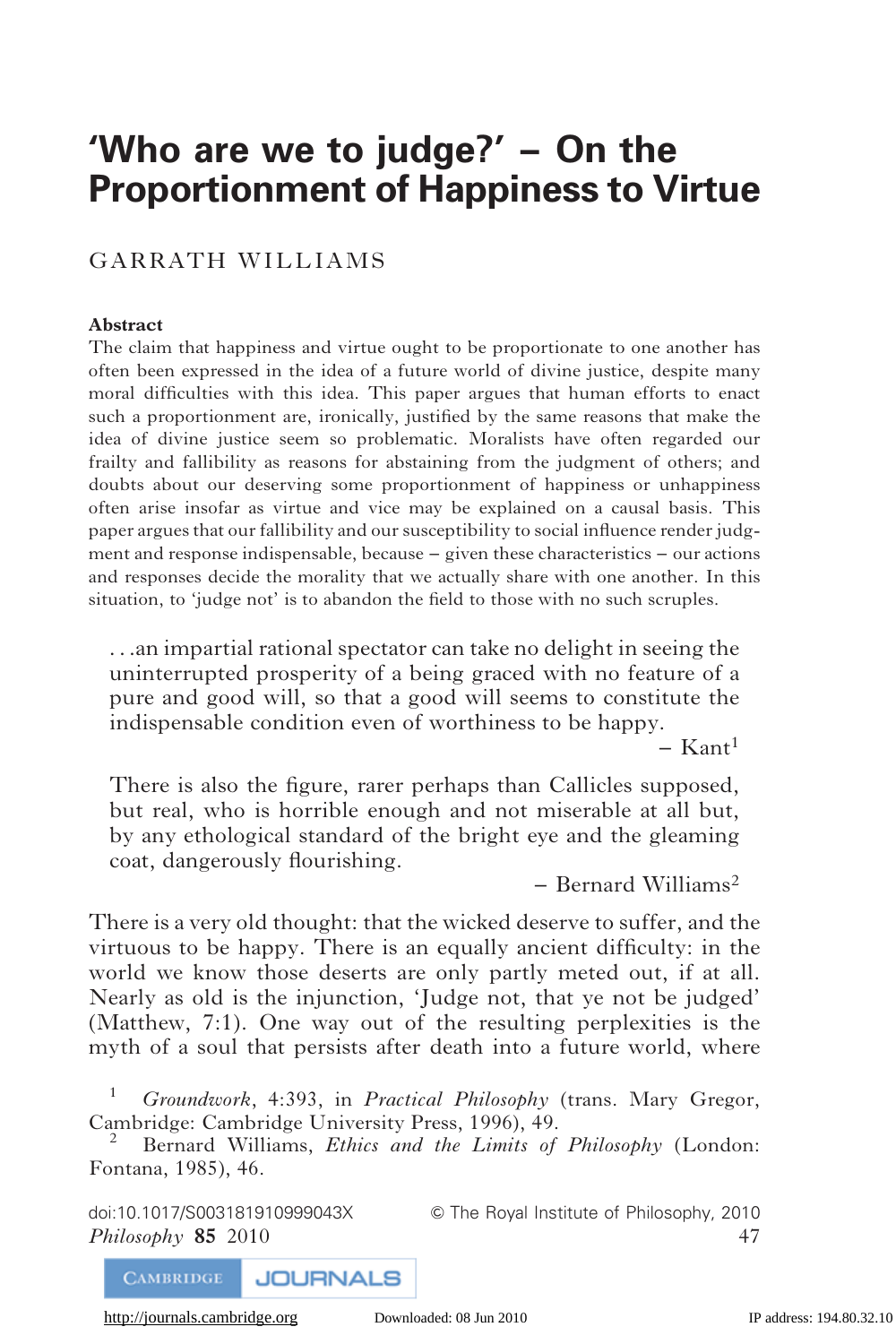# 'Who are we to judge?' – On the Proportionment of Happiness to Virtue

GARRATH WILLIAMS

**Abstract**

The claim that happiness and virtue ought to be proportionate to one another has often been expressed in the idea of a future world of divine justice, despite many moral difficulties with this idea. This paper argues that human efforts to enact such a proportionment are, ironically, justified by the same reasons that make the idea of divine justice seem so problematic. Moralists have often regarded our frailty and fallibility as reasons for abstaining from the judgment of others; and doubts about our deserving some proportionment of happiness or unhappiness often arise insofar as virtue and vice may be explained on a causal basis. This paper argues that our fallibility and our susceptibility to social influence render judgment and response indispensable, because – given these characteristics – our actions and responses decide the morality that we actually share with one another. In this situation, to 'judge not' is to abandon the field to those with no such scruples.

> . . .an impartial rational spectator can take no delight in seeing the uninterrupted prosperity of a being graced with no feature of a pure and good will, so that a good will seems to constitute the indispensable condition even of worthiness to be happy.
>
> – Kant[1]

> There is also the figure, rarer perhaps than Callicles supposed, but real, who is horrible enough and not miserable at all but, by any ethological standard of the bright eye and the gleaming coat, dangerously flourishing.
>
> – Bernard Williams[2]

There is a very old thought: that the wicked deserve to suffer, and the virtuous to be happy. There is an equally ancient difficulty: in the world we know those deserts are only partly meted out, if at all. Nearly as old is the injunction, 'Judge not, that ye not be judged' (Matthew, 7:1). One way out of the resulting perplexities is the myth of a soul that persists after death into a future world, where

[1] *Groundwork*, 4:393, in *Practical Philosophy* (trans. Mary Gregor, Cambridge: Cambridge University Press, 1996), 49.

[2] Bernard Williams, *Ethics and the Limits of Philosophy* (London: Fontana, 1985), 46.

doi:10.1017/S003181910999043X © The Royal Institute of Philosophy, 2010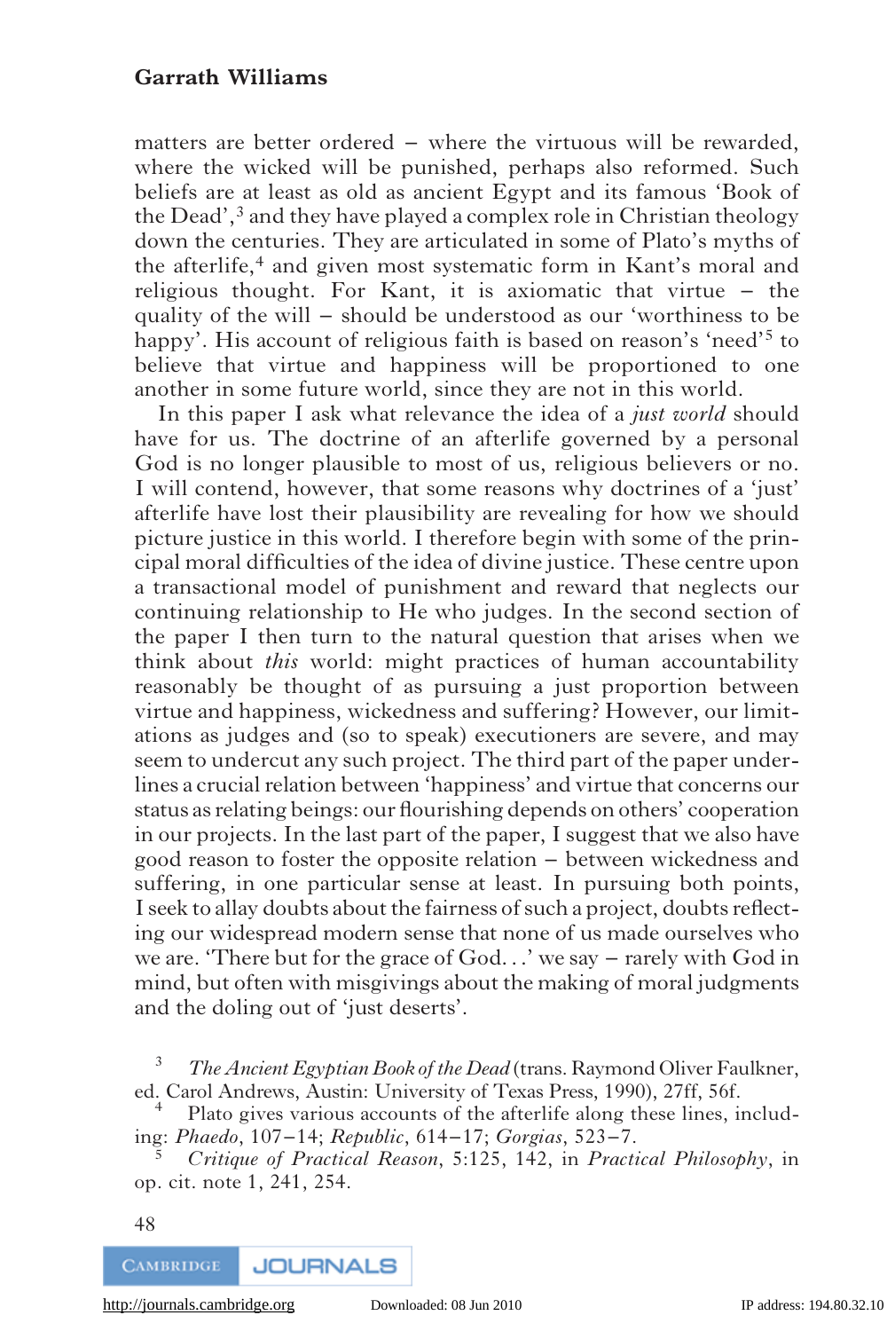matters are better ordered – where the virtuous will be rewarded, where the wicked will be punished, perhaps also reformed. Such beliefs are at least as old as ancient Egypt and its famous 'Book of the Dead',[3] and they have played a complex role in Christian theology down the centuries. They are articulated in some of Plato's myths of the afterlife,[4] and given most systematic form in Kant's moral and religious thought. For Kant, it is axiomatic that virtue – the quality of the will – should be understood as our 'worthiness to be happy'. His account of religious faith is based on reason's 'need'[5] to believe that virtue and happiness will be proportioned to one another in some future world, since they are not in this world.

In this paper I ask what relevance the idea of a *just world* should have for us. The doctrine of an afterlife governed by a personal God is no longer plausible to most of us, religious believers or no. I will contend, however, that some reasons why doctrines of a 'just' afterlife have lost their plausibility are revealing for how we should picture justice in this world. I therefore begin with some of the principal moral difficulties of the idea of divine justice. These centre upon a transactional model of punishment and reward that neglects our continuing relationship to He who judges. In the second section of the paper I then turn to the natural question that arises when we think about *this* world: might practices of human accountability reasonably be thought of as pursuing a just proportion between virtue and happiness, wickedness and suffering? However, our limitations as judges and (so to speak) executioners are severe, and may seem to undercut any such project. The third part of the paper underlines a crucial relation between 'happiness' and virtue that concerns our status as relating beings: our flourishing depends on others' cooperation in our projects. In the last part of the paper, I suggest that we also have good reason to foster the opposite relation – between wickedness and suffering, in one particular sense at least. In pursuing both points, I seek to allay doubts about the fairness of such a project, doubts reflecting our widespread modern sense that none of us made ourselves who we are. 'There but for the grace of God…' we say – rarely with God in mind, but often with misgivings about the making of moral judgments and the doling out of 'just deserts'.

[3] *The Ancient Egyptian Book of the Dead* (trans. Raymond Oliver Faulkner, ed. Carol Andrews, Austin: University of Texas Press, 1990), 27ff, 56f.

[4] Plato gives various accounts of the afterlife along these lines, including: *Phaedo*, 107–14; *Republic*, 614–17; *Gorgias*, 523–7.

[5] *Critique of Practical Reason*, 5:125, 142, in *Practical Philosophy*, in op. cit. note 1, 241, 254.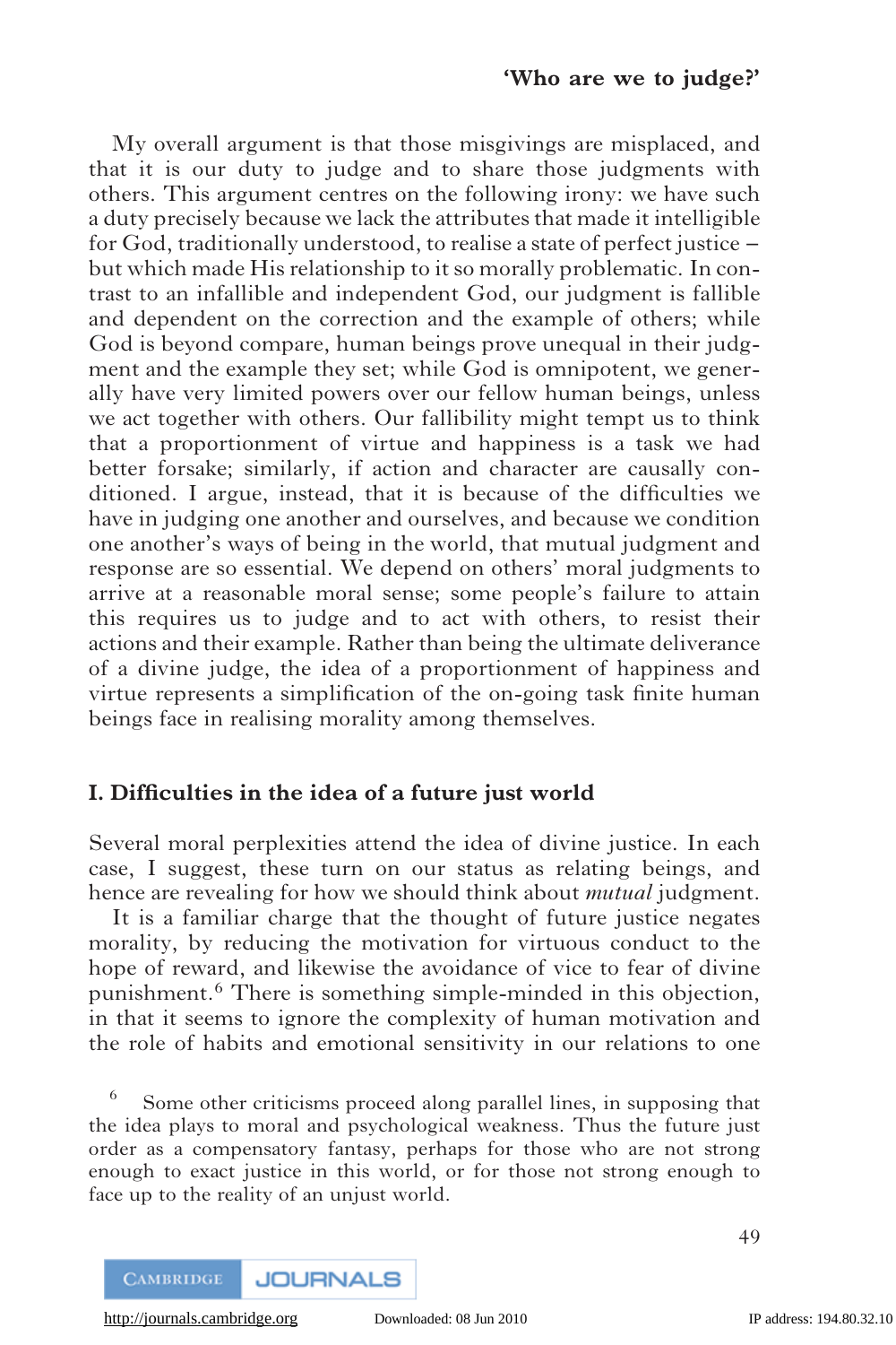My overall argument is that those misgivings are misplaced, and that it is our duty to judge and to share those judgments with others. This argument centres on the following irony: we have such a duty precisely because we lack the attributes that made it intelligible for God, traditionally understood, to realise a state of perfect justice – but which made His relationship to it so morally problematic. In contrast to an infallible and independent God, our judgment is fallible and dependent on the correction and the example of others; while God is beyond compare, human beings prove unequal in their judgment and the example they set; while God is omnipotent, we generally have very limited powers over our fellow human beings, unless we act together with others. Our fallibility might tempt us to think that a proportionment of virtue and happiness is a task we had better forsake; similarly, if action and character are causally conditioned. I argue, instead, that it is because of the difficulties we have in judging one another and ourselves, and because we condition one another's ways of being in the world, that mutual judgment and response are so essential. We depend on others' moral judgments to arrive at a reasonable moral sense; some people's failure to attain this requires us to judge and to act with others, to resist their actions and their example. Rather than being the ultimate deliverance of a divine judge, the idea of a proportionment of happiness and virtue represents a simplification of the on-going task finite human beings face in realising morality among themselves.

## I. Difficulties in the idea of a future just world

Several moral perplexities attend the idea of divine justice. In each case, I suggest, these turn on our status as relating beings, and hence are revealing for how we should think about *mutual* judgment.

It is a familiar charge that the thought of future justice negates morality, by reducing the motivation for virtuous conduct to the hope of reward, and likewise the avoidance of vice to fear of divine punishment.[6] There is something simple-minded in this objection, in that it seems to ignore the complexity of human motivation and the role of habits and emotional sensitivity in our relations to one

[6] Some other criticisms proceed along parallel lines, in supposing that the idea plays to moral and psychological weakness. Thus the future just order as a compensatory fantasy, perhaps for those who are not strong enough to exact justice in this world, or for those not strong enough to face up to the reality of an unjust world.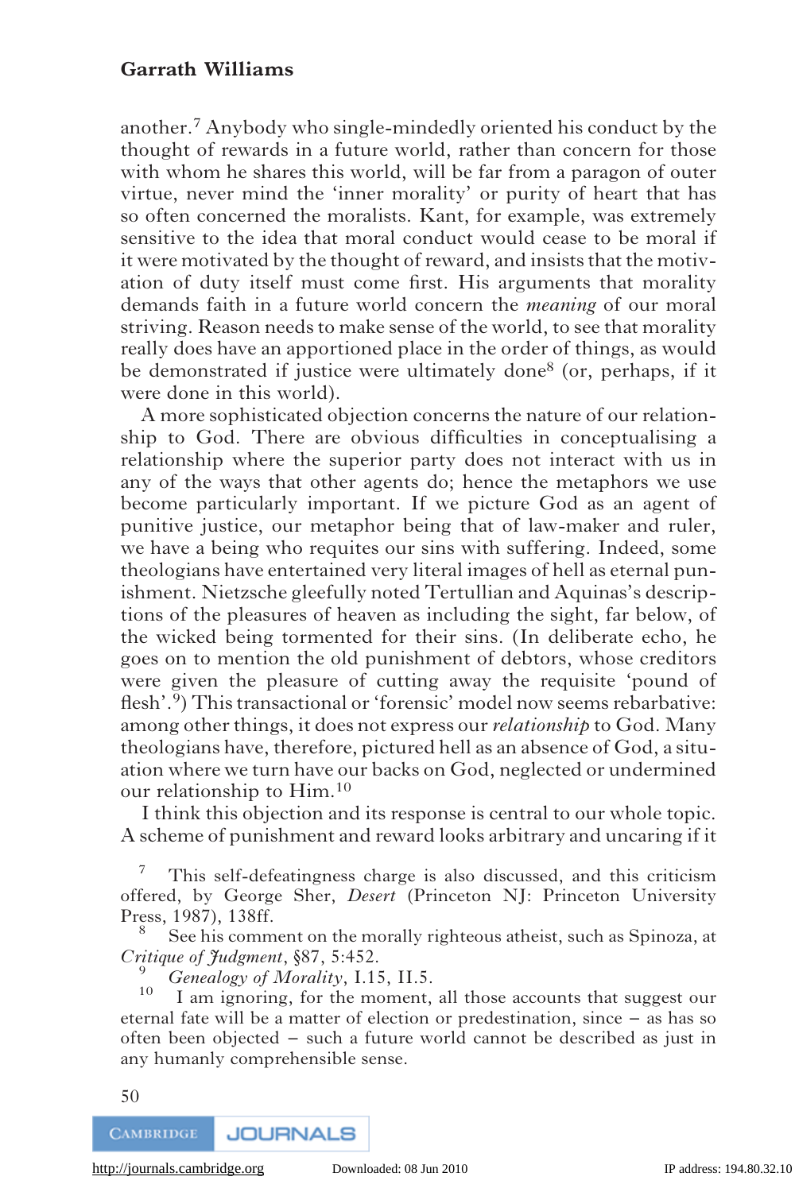another.[7] Anybody who single-mindedly oriented his conduct by the thought of rewards in a future world, rather than concern for those with whom he shares this world, will be far from a paragon of outer virtue, never mind the 'inner morality' or purity of heart that has so often concerned the moralists. Kant, for example, was extremely sensitive to the idea that moral conduct would cease to be moral if it were motivated by the thought of reward, and insists that the motivation of duty itself must come first. His arguments that morality demands faith in a future world concern the *meaning* of our moral striving. Reason needs to make sense of the world, to see that morality really does have an apportioned place in the order of things, as would be demonstrated if justice were ultimately done[8] (or, perhaps, if it were done in this world).

A more sophisticated objection concerns the nature of our relationship to God. There are obvious difficulties in conceptualising a relationship where the superior party does not interact with us in any of the ways that other agents do; hence the metaphors we use become particularly important. If we picture God as an agent of punitive justice, our metaphor being that of law-maker and ruler, we have a being who requites our sins with suffering. Indeed, some theologians have entertained very literal images of hell as eternal punishment. Nietzsche gleefully noted Tertullian and Aquinas's descriptions of the pleasures of heaven as including the sight, far below, of the wicked being tormented for their sins. (In deliberate echo, he goes on to mention the old punishment of debtors, whose creditors were given the pleasure of cutting away the requisite 'pound of flesh'.[9]) This transactional or 'forensic' model now seems rebarbative: among other things, it does not express our *relationship* to God. Many theologians have, therefore, pictured hell as an absence of God, a situation where we turn have our backs on God, neglected or undermined our relationship to Him.[10]

I think this objection and its response is central to our whole topic. A scheme of punishment and reward looks arbitrary and uncaring if it

[7] This self-defeatingness charge is also discussed, and this criticism offered, by George Sher, *Desert* (Princeton NJ: Princeton University Press, 1987), 138ff.

[8] See his comment on the morally righteous atheist, such as Spinoza, at *Critique of Judgment*, §87, 5:452.

[9] *Genealogy of Morality*, I.15, II.5.

[10] I am ignoring, for the moment, all those accounts that suggest our eternal fate will be a matter of election or predestination, since – as has so often been objected – such a future world cannot be described as just in any humanly comprehensible sense.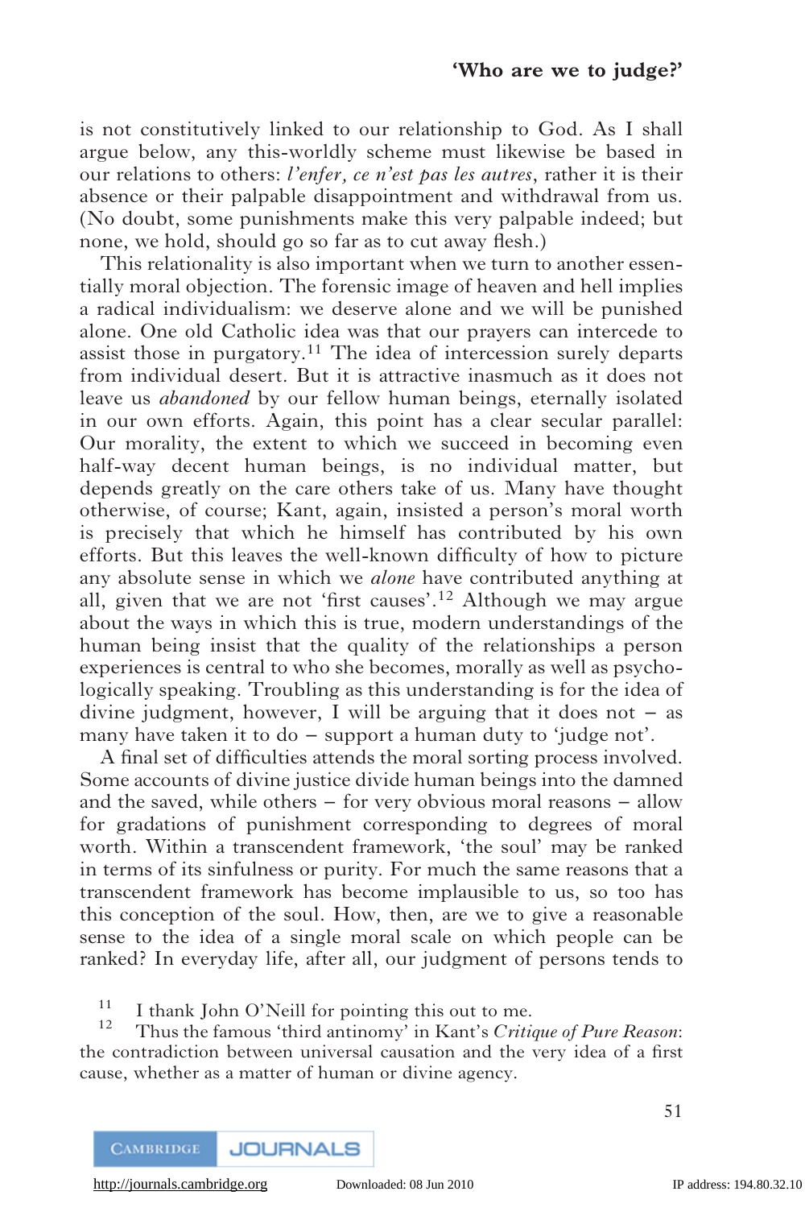is not constitutively linked to our relationship to God. As I shall argue below, any this-worldly scheme must likewise be based in our relations to others: *l'enfer, ce n'est pas les autres*, rather it is their absence or their palpable disappointment and withdrawal from us. (No doubt, some punishments make this very palpable indeed; but none, we hold, should go so far as to cut away flesh.)

This relationality is also important when we turn to another essentially moral objection. The forensic image of heaven and hell implies a radical individualism: we deserve alone and we will be punished alone. One old Catholic idea was that our prayers can intercede to assist those in purgatory.[11] The idea of intercession surely departs from individual desert. But it is attractive inasmuch as it does not leave us *abandoned* by our fellow human beings, eternally isolated in our own efforts. Again, this point has a clear secular parallel: Our morality, the extent to which we succeed in becoming even half-way decent human beings, is no individual matter, but depends greatly on the care others take of us. Many have thought otherwise, of course; Kant, again, insisted a person's moral worth is precisely that which he himself has contributed by his own efforts. But this leaves the well-known difficulty of how to picture any absolute sense in which we *alone* have contributed anything at all, given that we are not 'first causes'.[12] Although we may argue about the ways in which this is true, modern understandings of the human being insist that the quality of the relationships a person experiences is central to who she becomes, morally as well as psychologically speaking. Troubling as this understanding is for the idea of divine judgment, however, I will be arguing that it does not – as many have taken it to do – support a human duty to 'judge not'.

A final set of difficulties attends the moral sorting process involved. Some accounts of divine justice divide human beings into the damned and the saved, while others – for very obvious moral reasons – allow for gradations of punishment corresponding to degrees of moral worth. Within a transcendent framework, 'the soul' may be ranked in terms of its sinfulness or purity. For much the same reasons that a transcendent framework has become implausible to us, so too has this conception of the soul. How, then, are we to give a reasonable sense to the idea of a single moral scale on which people can be ranked? In everyday life, after all, our judgment of persons tends to

[11] I thank John O'Neill for pointing this out to me.

[12] Thus the famous 'third antinomy' in Kant's *Critique of Pure Reason*: the contradiction between universal causation and the very idea of a first cause, whether as a matter of human or divine agency.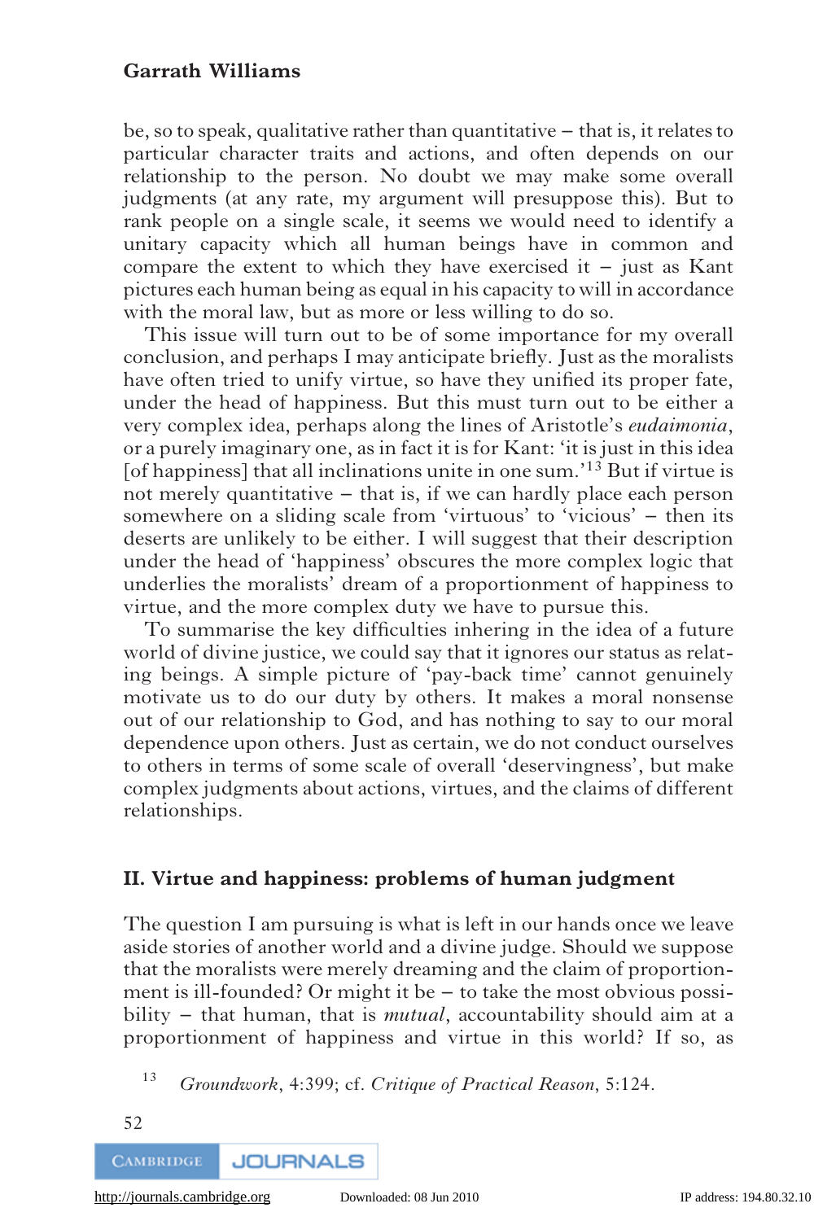be, so to speak, qualitative rather than quantitative – that is, it relates to particular character traits and actions, and often depends on our relationship to the person. No doubt we may make some overall judgments (at any rate, my argument will presuppose this). But to rank people on a single scale, it seems we would need to identify a unitary capacity which all human beings have in common and compare the extent to which they have exercised it – just as Kant pictures each human being as equal in his capacity to will in accordance with the moral law, but as more or less willing to do so.

This issue will turn out to be of some importance for my overall conclusion, and perhaps I may anticipate briefly. Just as the moralists have often tried to unify virtue, so have they unified its proper fate, under the head of happiness. But this must turn out to be either a very complex idea, perhaps along the lines of Aristotle's *eudaimonia*, or a purely imaginary one, as in fact it is for Kant: 'it is just in this idea [of happiness] that all inclinations unite in one sum.'[13] But if virtue is not merely quantitative – that is, if we can hardly place each person somewhere on a sliding scale from 'virtuous' to 'vicious' – then its deserts are unlikely to be either. I will suggest that their description under the head of 'happiness' obscures the more complex logic that underlies the moralists' dream of a proportionment of happiness to virtue, and the more complex duty we have to pursue this.

To summarise the key difficulties inhering in the idea of a future world of divine justice, we could say that it ignores our status as relating beings. A simple picture of 'pay-back time' cannot genuinely motivate us to do our duty by others. It makes a moral nonsense out of our relationship to God, and has nothing to say to our moral dependence upon others. Just as certain, we do not conduct ourselves to others in terms of some scale of overall 'deservingness', but make complex judgments about actions, virtues, and the claims of different relationships.

## II. Virtue and happiness: problems of human judgment

The question I am pursuing is what is left in our hands once we leave aside stories of another world and a divine judge. Should we suppose that the moralists were merely dreaming and the claim of proportionment is ill-founded? Or might it be – to take the most obvious possibility – that human, that is *mutual*, accountability should aim at a proportionment of happiness and virtue in this world? If so, as

[13] *Groundwork*, 4:399; cf. *Critique of Practical Reason*, 5:124.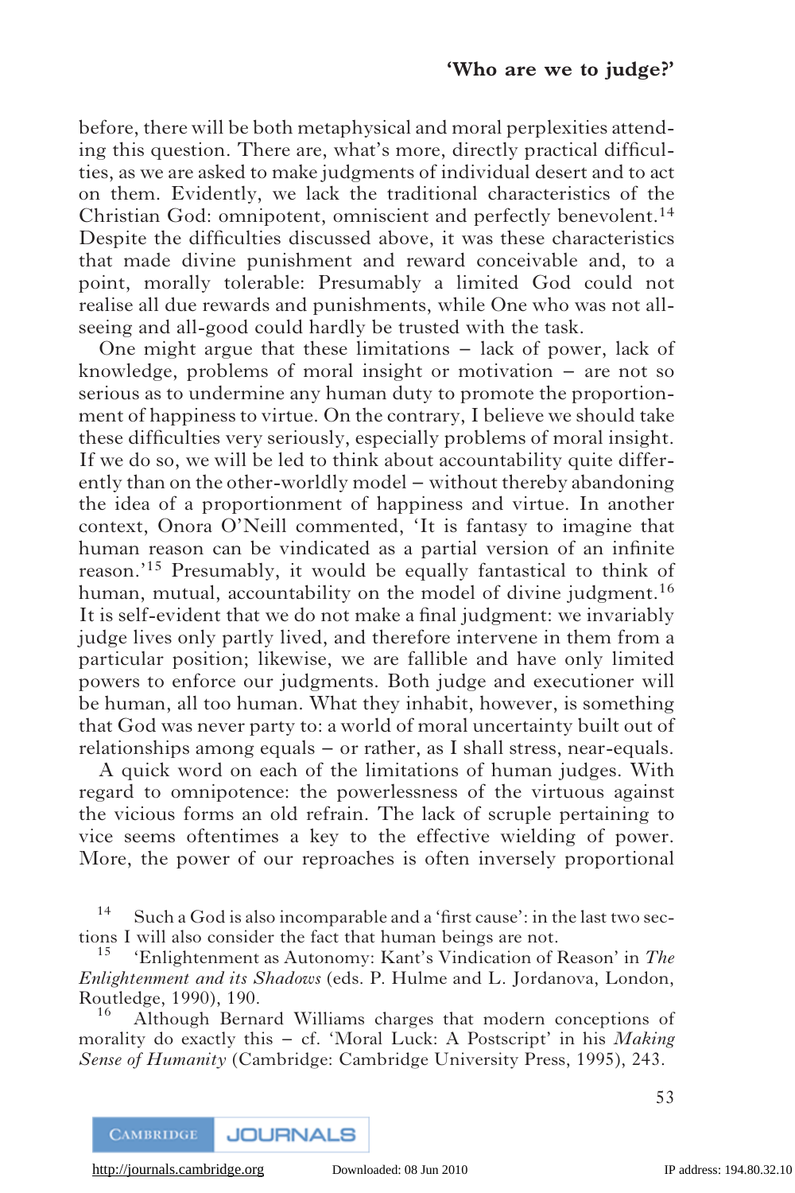before, there will be both metaphysical and moral perplexities attending this question. There are, what's more, directly practical difficulties, as we are asked to make judgments of individual desert and to act on them. Evidently, we lack the traditional characteristics of the Christian God: omnipotent, omniscient and perfectly benevolent.[14] Despite the difficulties discussed above, it was these characteristics that made divine punishment and reward conceivable and, to a point, morally tolerable: Presumably a limited God could not realise all due rewards and punishments, while One who was not all-seeing and all-good could hardly be trusted with the task.

One might argue that these limitations – lack of power, lack of knowledge, problems of moral insight or motivation – are not so serious as to undermine any human duty to promote the proportionment of happiness to virtue. On the contrary, I believe we should take these difficulties very seriously, especially problems of moral insight. If we do so, we will be led to think about accountability quite differently than on the other-worldly model – without thereby abandoning the idea of a proportionment of happiness and virtue. In another context, Onora O'Neill commented, 'It is fantasy to imagine that human reason can be vindicated as a partial version of an infinite reason.'[15] Presumably, it would be equally fantastical to think of human, mutual, accountability on the model of divine judgment.[16] It is self-evident that we do not make a final judgment: we invariably judge lives only partly lived, and therefore intervene in them from a particular position; likewise, we are fallible and have only limited powers to enforce our judgments. Both judge and executioner will be human, all too human. What they inhabit, however, is something that God was never party to: a world of moral uncertainty built out of relationships among equals – or rather, as I shall stress, near-equals.

A quick word on each of the limitations of human judges. With regard to omnipotence: the powerlessness of the virtuous against the vicious forms an old refrain. The lack of scruple pertaining to vice seems oftentimes a key to the effective wielding of power. More, the power of our reproaches is often inversely proportional

[14] Such a God is also incomparable and a 'first cause': in the last two sections I will also consider the fact that human beings are not.

[15] 'Enlightenment as Autonomy: Kant's Vindication of Reason' in *The Enlightenment and its Shadows* (eds. P. Hulme and L. Jordanova, London, Routledge, 1990), 190.

[16] Although Bernard Williams charges that modern conceptions of morality do exactly this – cf. 'Moral Luck: A Postscript' in his *Making Sense of Humanity* (Cambridge: Cambridge University Press, 1995), 243.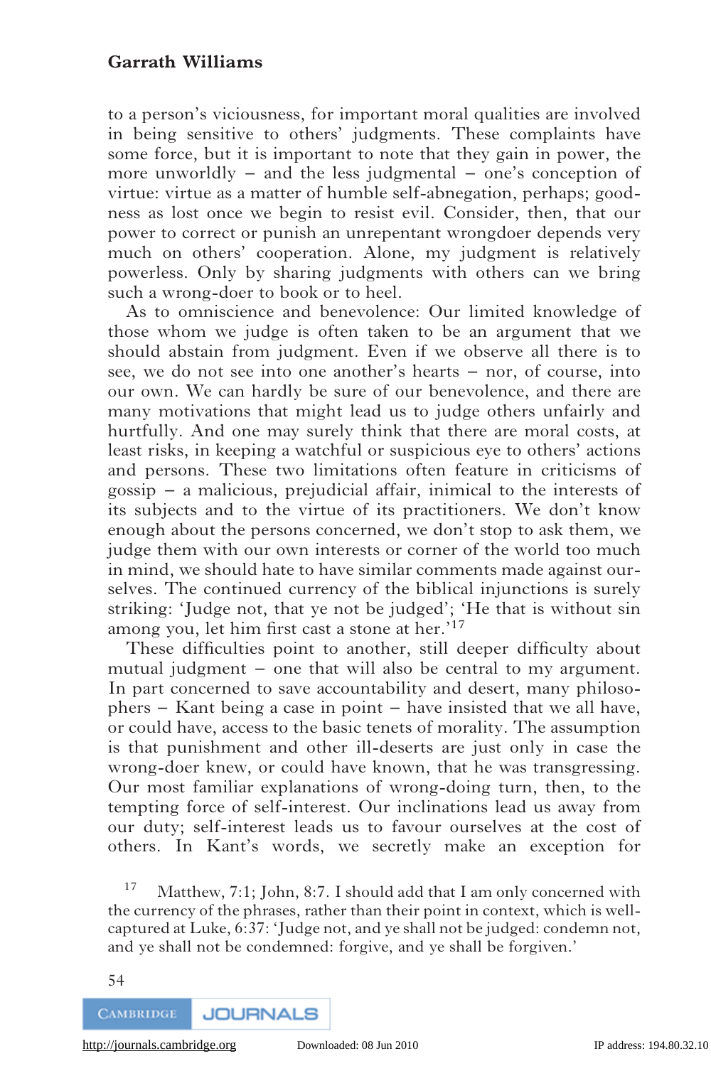to a person's viciousness, for important moral qualities are involved in being sensitive to others' judgments. These complaints have some force, but it is important to note that they gain in power, the more unworldly – and the less judgmental – one's conception of virtue: virtue as a matter of humble self-abnegation, perhaps; goodness as lost once we begin to resist evil. Consider, then, that our power to correct or punish an unrepentant wrongdoer depends very much on others' cooperation. Alone, my judgment is relatively powerless. Only by sharing judgments with others can we bring such a wrong-doer to book or to heel.

As to omniscience and benevolence: Our limited knowledge of those whom we judge is often taken to be an argument that we should abstain from judgment. Even if we observe all there is to see, we do not see into one another's hearts – nor, of course, into our own. We can hardly be sure of our benevolence, and there are many motivations that might lead us to judge others unfairly and hurtfully. And one may surely think that there are moral costs, at least risks, in keeping a watchful or suspicious eye to others' actions and persons. These two limitations often feature in criticisms of gossip – a malicious, prejudicial affair, inimical to the interests of its subjects and to the virtue of its practitioners. We don't know enough about the persons concerned, we don't stop to ask them, we judge them with our own interests or corner of the world too much in mind, we should hate to have similar comments made against ourselves. The continued currency of the biblical injunctions is surely striking: 'Judge not, that ye not be judged'; 'He that is without sin among you, let him first cast a stone at her.'[17]

These difficulties point to another, still deeper difficulty about mutual judgment – one that will also be central to my argument. In part concerned to save accountability and desert, many philosophers – Kant being a case in point – have insisted that we all have, or could have, access to the basic tenets of morality. The assumption is that punishment and other ill-deserts are just only in case the wrong-doer knew, or could have known, that he was transgressing. Our most familiar explanations of wrong-doing turn, then, to the tempting force of self-interest. Our inclinations lead us away from our duty; self-interest leads us to favour ourselves at the cost of others. In Kant's words, we secretly make an exception for

[17] Matthew, 7:1; John, 8:7. I should add that I am only concerned with the currency of the phrases, rather than their point in context, which is well-captured at Luke, 6:37: 'Judge not, and ye shall not be judged: condemn not, and ye shall not be condemned: forgive, and ye shall be forgiven.'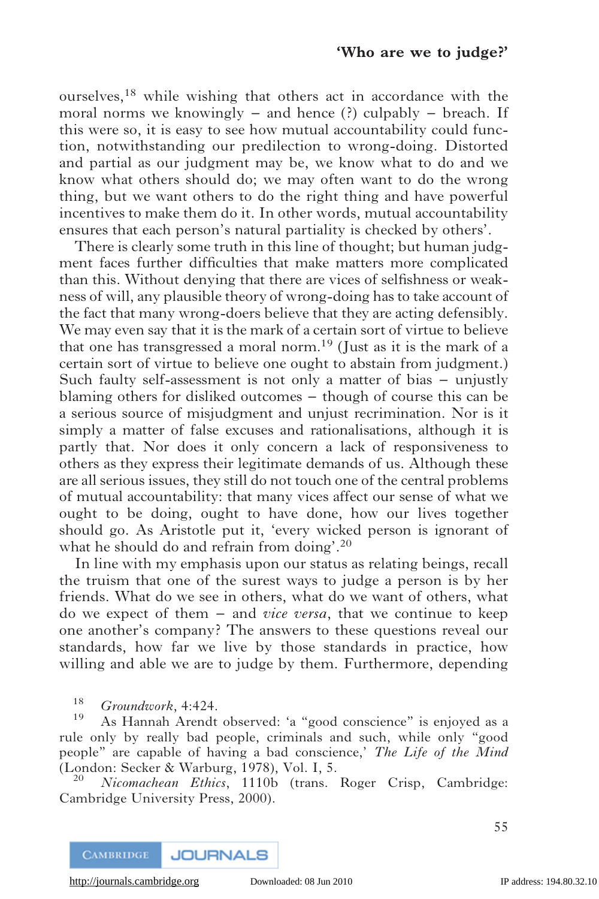ourselves,[18] while wishing that others act in accordance with the moral norms we knowingly – and hence (?) culpably – breach. If this were so, it is easy to see how mutual accountability could function, notwithstanding our predilection to wrong-doing. Distorted and partial as our judgment may be, we know what to do and we know what others should do; we may often want to do the wrong thing, but we want others to do the right thing and have powerful incentives to make them do it. In other words, mutual accountability ensures that each person's natural partiality is checked by others'.

There is clearly some truth in this line of thought; but human judgment faces further difficulties that make matters more complicated than this. Without denying that there are vices of selfishness or weakness of will, any plausible theory of wrong-doing has to take account of the fact that many wrong-doers believe that they are acting defensibly. We may even say that it is the mark of a certain sort of virtue to believe that one has transgressed a moral norm.[19] (Just as it is the mark of a certain sort of virtue to believe one ought to abstain from judgment.) Such faulty self-assessment is not only a matter of bias – unjustly blaming others for disliked outcomes – though of course this can be a serious source of misjudgment and unjust recrimination. Nor is it simply a matter of false excuses and rationalisations, although it is partly that. Nor does it only concern a lack of responsiveness to others as they express their legitimate demands of us. Although these are all serious issues, they still do not touch one of the central problems of mutual accountability: that many vices affect our sense of what we ought to be doing, ought to have done, how our lives together should go. As Aristotle put it, 'every wicked person is ignorant of what he should do and refrain from doing'.[20]

In line with my emphasis upon our status as relating beings, recall the truism that one of the surest ways to judge a person is by her friends. What do we see in others, what do we want of others, what do we expect of them – and *vice versa*, that we continue to keep one another's company? The answers to these questions reveal our standards, how far we live by those standards in practice, how willing and able we are to judge by them. Furthermore, depending

[18] *Groundwork*, 4:424.

[19] As Hannah Arendt observed: 'a "good conscience" is enjoyed as a rule only by really bad people, criminals and such, while only "good people" are capable of having a bad conscience,' *The Life of the Mind* (London: Secker & Warburg, 1978), Vol. I, 5.

[20] *Nicomachean Ethics*, 1110b (trans. Roger Crisp, Cambridge: Cambridge University Press, 2000).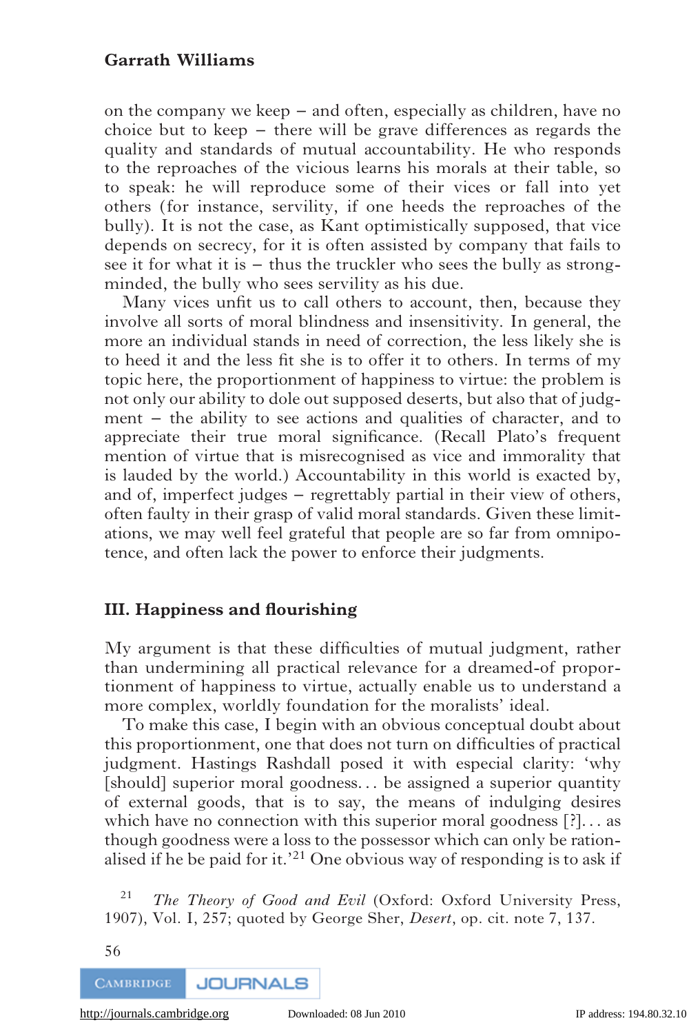on the company we keep – and often, especially as children, have no choice but to keep – there will be grave differences as regards the quality and standards of mutual accountability. He who responds to the reproaches of the vicious learns his morals at their table, so to speak: he will reproduce some of their vices or fall into yet others (for instance, servility, if one heeds the reproaches of the bully). It is not the case, as Kant optimistically supposed, that vice depends on secrecy, for it is often assisted by company that fails to see it for what it is – thus the truckler who sees the bully as strong-minded, the bully who sees servility as his due.

Many vices unfit us to call others to account, then, because they involve all sorts of moral blindness and insensitivity. In general, the more an individual stands in need of correction, the less likely she is to heed it and the less fit she is to offer it to others. In terms of my topic here, the proportionment of happiness to virtue: the problem is not only our ability to dole out supposed deserts, but also that of judgment – the ability to see actions and qualities of character, and to appreciate their true moral significance. (Recall Plato's frequent mention of virtue that is misrecognised as vice and immorality that is lauded by the world.) Accountability in this world is exacted by, and of, imperfect judges – regrettably partial in their view of others, often faulty in their grasp of valid moral standards. Given these limitations, we may well feel grateful that people are so far from omnipotence, and often lack the power to enforce their judgments.

## III. Happiness and flourishing

My argument is that these difficulties of mutual judgment, rather than undermining all practical relevance for a dreamed-of proportionment of happiness to virtue, actually enable us to understand a more complex, worldly foundation for the moralists' ideal.

To make this case, I begin with an obvious conceptual doubt about this proportionment, one that does not turn on difficulties of practical judgment. Hastings Rashdall posed it with especial clarity: 'why [should] superior moral goodness... be assigned a superior quantity of external goods, that is to say, the means of indulging desires which have no connection with this superior moral goodness [?]... as though goodness were a loss to the possessor which can only be rationalised if he be paid for it.'[21] One obvious way of responding is to ask if

[21] *The Theory of Good and Evil* (Oxford: Oxford University Press, 1907), Vol. I, 257; quoted by George Sher, *Desert*, op. cit. note 7, 137.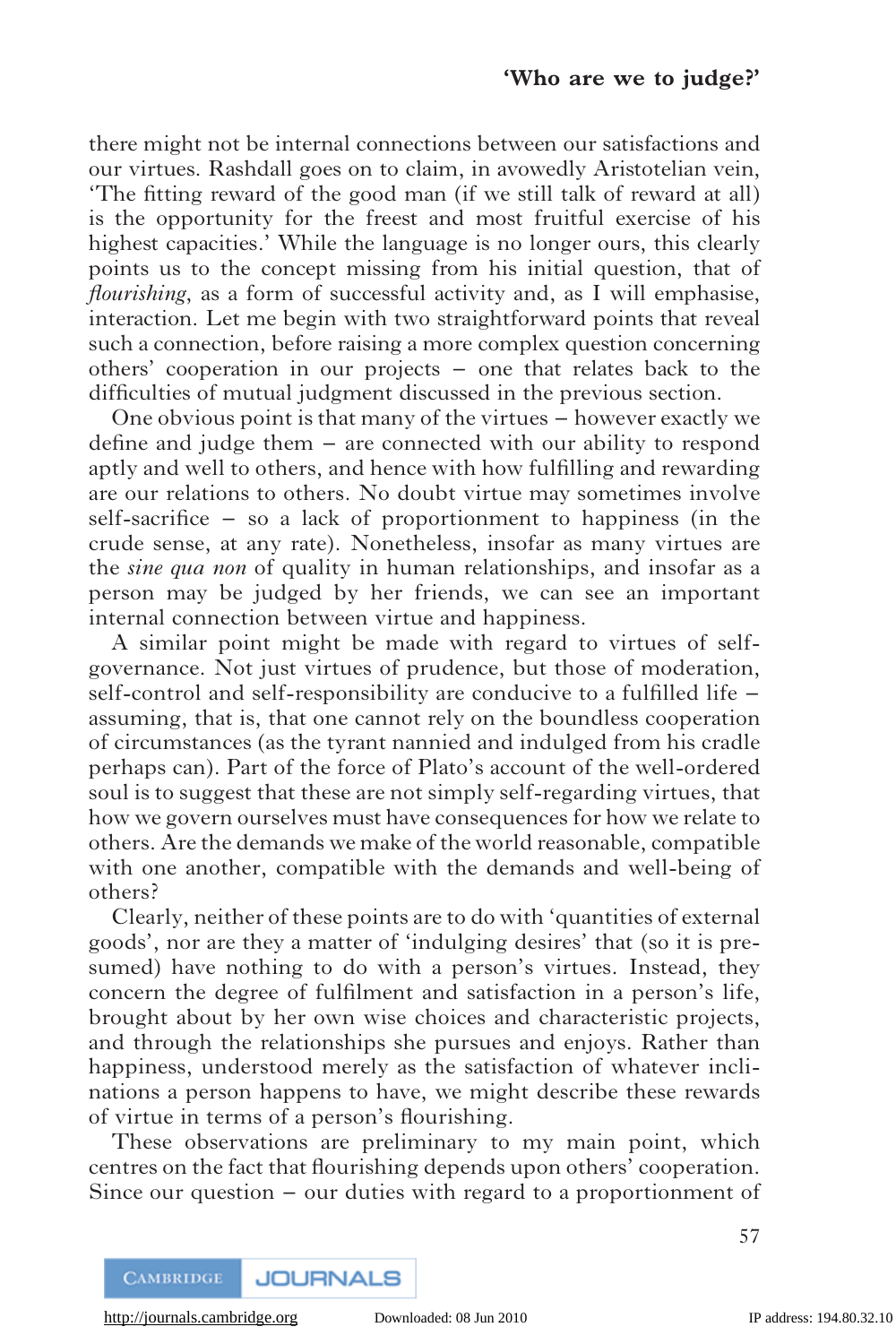there might not be internal connections between our satisfactions and our virtues. Rashdall goes on to claim, in avowedly Aristotelian vein, 'The fitting reward of the good man (if we still talk of reward at all) is the opportunity for the freest and most fruitful exercise of his highest capacities.' While the language is no longer ours, this clearly points us to the concept missing from his initial question, that of *flourishing*, as a form of successful activity and, as I will emphasise, interaction. Let me begin with two straightforward points that reveal such a connection, before raising a more complex question concerning others' cooperation in our projects – one that relates back to the difficulties of mutual judgment discussed in the previous section.

One obvious point is that many of the virtues – however exactly we define and judge them – are connected with our ability to respond aptly and well to others, and hence with how fulfilling and rewarding are our relations to others. No doubt virtue may sometimes involve self-sacrifice – so a lack of proportionment to happiness (in the crude sense, at any rate). Nonetheless, insofar as many virtues are the *sine qua non* of quality in human relationships, and insofar as a person may be judged by her friends, we can see an important internal connection between virtue and happiness.

A similar point might be made with regard to virtues of self-governance. Not just virtues of prudence, but those of moderation, self-control and self-responsibility are conducive to a fulfilled life – assuming, that is, that one cannot rely on the boundless cooperation of circumstances (as the tyrant nannied and indulged from his cradle perhaps can). Part of the force of Plato's account of the well-ordered soul is to suggest that these are not simply self-regarding virtues, that how we govern ourselves must have consequences for how we relate to others. Are the demands we make of the world reasonable, compatible with one another, compatible with the demands and well-being of others?

Clearly, neither of these points are to do with 'quantities of external goods', nor are they a matter of 'indulging desires' that (so it is presumed) have nothing to do with a person's virtues. Instead, they concern the degree of fulfilment and satisfaction in a person's life, brought about by her own wise choices and characteristic projects, and through the relationships she pursues and enjoys. Rather than happiness, understood merely as the satisfaction of whatever inclinations a person happens to have, we might describe these rewards of virtue in terms of a person's flourishing.

These observations are preliminary to my main point, which centres on the fact that flourishing depends upon others' cooperation. Since our question – our duties with regard to a proportionment of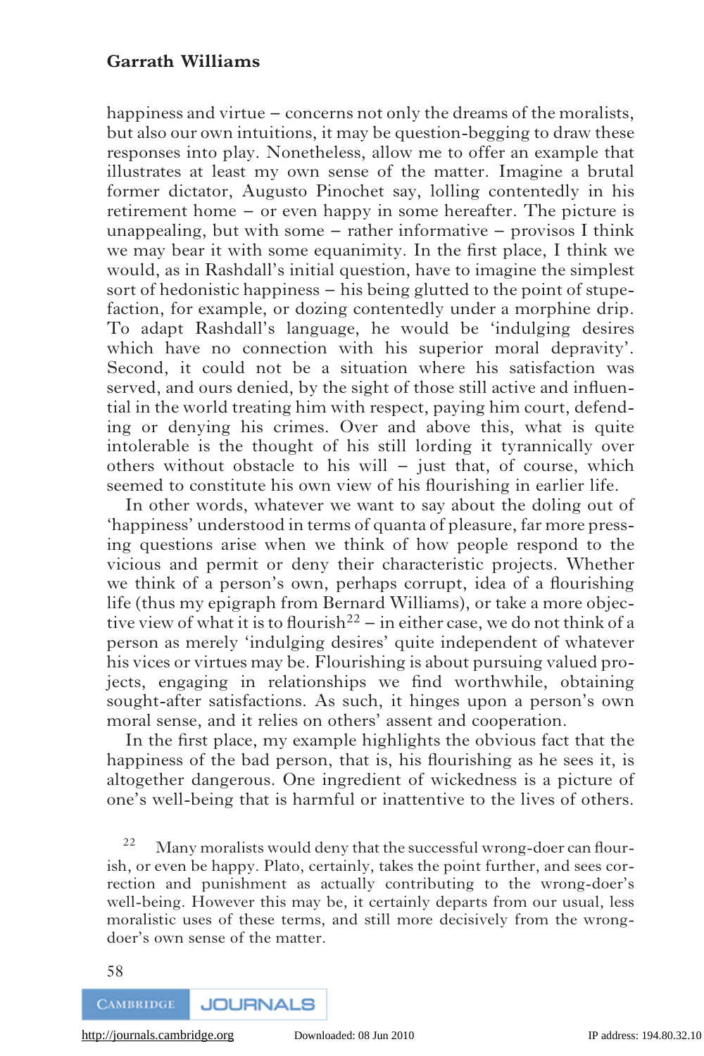happiness and virtue – concerns not only the dreams of the moralists, but also our own intuitions, it may be question-begging to draw these responses into play. Nonetheless, allow me to offer an example that illustrates at least my own sense of the matter. Imagine a brutal former dictator, Augusto Pinochet say, lolling contentedly in his retirement home – or even happy in some hereafter. The picture is unappealing, but with some – rather informative – provisos I think we may bear it with some equanimity. In the first place, I think we would, as in Rashdall's initial question, have to imagine the simplest sort of hedonistic happiness – his being glutted to the point of stupefaction, for example, or dozing contentedly under a morphine drip. To adapt Rashdall's language, he would be 'indulging desires which have no connection with his superior moral depravity'. Second, it could not be a situation where his satisfaction was served, and ours denied, by the sight of those still active and influential in the world treating him with respect, paying him court, defending or denying his crimes. Over and above this, what is quite intolerable is the thought of his still lording it tyrannically over others without obstacle to his will – just that, of course, which seemed to constitute his own view of his flourishing in earlier life.

In other words, whatever we want to say about the doling out of 'happiness' understood in terms of quanta of pleasure, far more pressing questions arise when we think of how people respond to the vicious and permit or deny their characteristic projects. Whether we think of a person's own, perhaps corrupt, idea of a flourishing life (thus my epigraph from Bernard Williams), or take a more objective view of what it is to flourish[22] – in either case, we do not think of a person as merely 'indulging desires' quite independent of whatever his vices or virtues may be. Flourishing is about pursuing valued projects, engaging in relationships we find worthwhile, obtaining sought-after satisfactions. As such, it hinges upon a person's own moral sense, and it relies on others' assent and cooperation.

In the first place, my example highlights the obvious fact that the happiness of the bad person, that is, his flourishing as he sees it, is altogether dangerous. One ingredient of wickedness is a picture of one's well-being that is harmful or inattentive to the lives of others.

[22] Many moralists would deny that the successful wrong-doer can flourish, or even be happy. Plato, certainly, takes the point further, and sees correction and punishment as actually contributing to the wrong-doer's well-being. However this may be, it certainly departs from our usual, less moralistic uses of these terms, and still more decisively from the wrong-doer's own sense of the matter.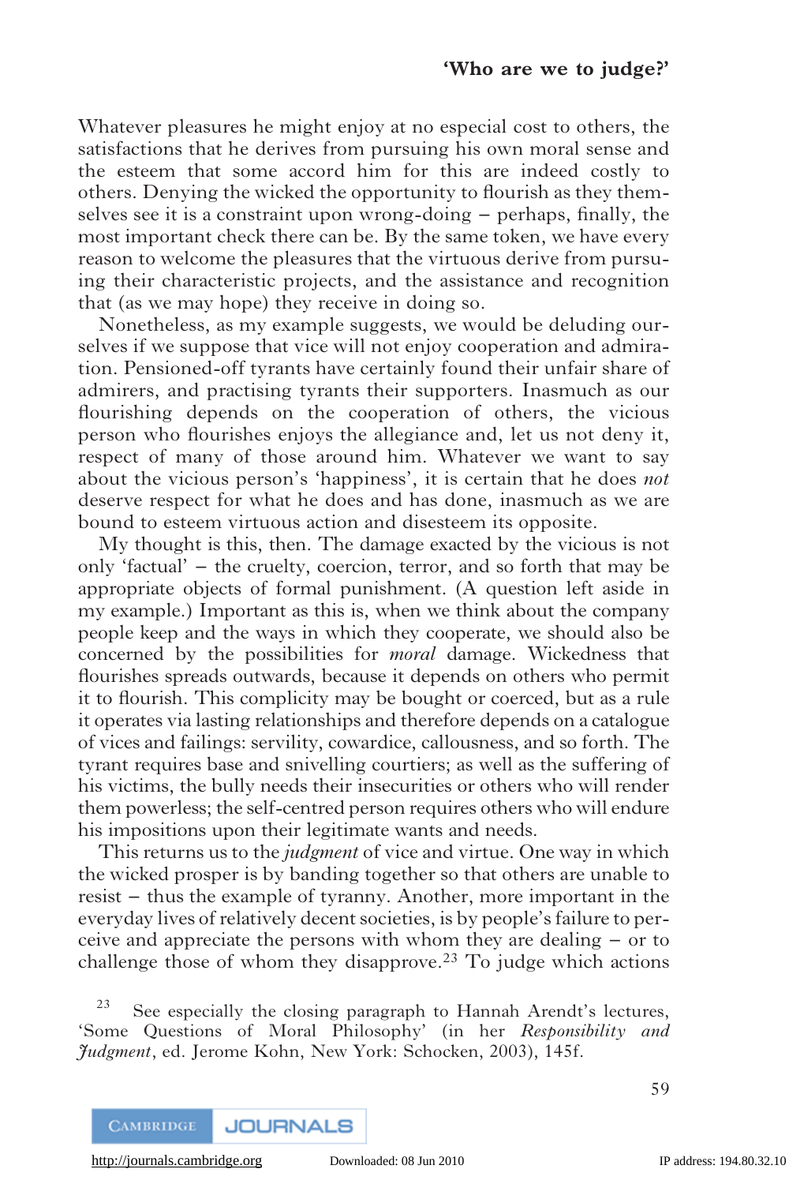Whatever pleasures he might enjoy at no especial cost to others, the satisfactions that he derives from pursuing his own moral sense and the esteem that some accord him for this are indeed costly to others. Denying the wicked the opportunity to flourish as they themselves see it is a constraint upon wrong-doing – perhaps, finally, the most important check there can be. By the same token, we have every reason to welcome the pleasures that the virtuous derive from pursuing their characteristic projects, and the assistance and recognition that (as we may hope) they receive in doing so.

Nonetheless, as my example suggests, we would be deluding ourselves if we suppose that vice will not enjoy cooperation and admiration. Pensioned-off tyrants have certainly found their unfair share of admirers, and practising tyrants their supporters. Inasmuch as our flourishing depends on the cooperation of others, the vicious person who flourishes enjoys the allegiance and, let us not deny it, respect of many of those around him. Whatever we want to say about the vicious person's 'happiness', it is certain that he does *not* deserve respect for what he does and has done, inasmuch as we are bound to esteem virtuous action and disesteem its opposite.

My thought is this, then. The damage exacted by the vicious is not only 'factual' – the cruelty, coercion, terror, and so forth that may be appropriate objects of formal punishment. (A question left aside in my example.) Important as this is, when we think about the company people keep and the ways in which they cooperate, we should also be concerned by the possibilities for *moral* damage. Wickedness that flourishes spreads outwards, because it depends on others who permit it to flourish. This complicity may be bought or coerced, but as a rule it operates via lasting relationships and therefore depends on a catalogue of vices and failings: servility, cowardice, callousness, and so forth. The tyrant requires base and snivelling courtiers; as well as the suffering of his victims, the bully needs their insecurities or others who will render them powerless; the self-centred person requires others who will endure his impositions upon their legitimate wants and needs.

This returns us to the *judgment* of vice and virtue. One way in which the wicked prosper is by banding together so that others are unable to resist – thus the example of tyranny. Another, more important in the everyday lives of relatively decent societies, is by people's failure to perceive and appreciate the persons with whom they are dealing – or to challenge those of whom they disapprove.[23] To judge which actions

[23] See especially the closing paragraph to Hannah Arendt's lectures, 'Some Questions of Moral Philosophy' (in her *Responsibility and Judgment*, ed. Jerome Kohn, New York: Schocken, 2003), 145f.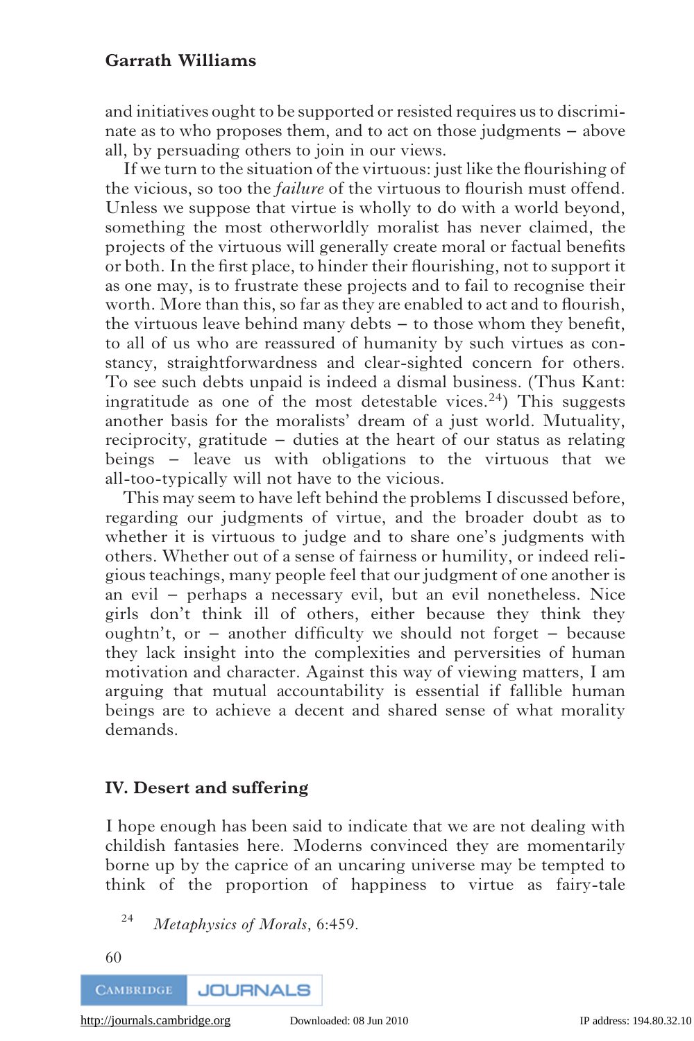and initiatives ought to be supported or resisted requires us to discriminate as to who proposes them, and to act on those judgments – above all, by persuading others to join in our views.

If we turn to the situation of the virtuous: just like the flourishing of the vicious, so too the *failure* of the virtuous to flourish must offend. Unless we suppose that virtue is wholly to do with a world beyond, something the most otherworldly moralist has never claimed, the projects of the virtuous will generally create moral or factual benefits or both. In the first place, to hinder their flourishing, not to support it as one may, is to frustrate these projects and to fail to recognise their worth. More than this, so far as they are enabled to act and to flourish, the virtuous leave behind many debts – to those whom they benefit, to all of us who are reassured of humanity by such virtues as constancy, straightforwardness and clear-sighted concern for others. To see such debts unpaid is indeed a dismal business. (Thus Kant: ingratitude as one of the most detestable vices.[24]) This suggests another basis for the moralists' dream of a just world. Mutuality, reciprocity, gratitude – duties at the heart of our status as relating beings – leave us with obligations to the virtuous that we all-too-typically will not have to the vicious.

This may seem to have left behind the problems I discussed before, regarding our judgments of virtue, and the broader doubt as to whether it is virtuous to judge and to share one's judgments with others. Whether out of a sense of fairness or humility, or indeed religious teachings, many people feel that our judgment of one another is an evil – perhaps a necessary evil, but an evil nonetheless. Nice girls don't think ill of others, either because they think they oughtn't, or – another difficulty we should not forget – because they lack insight into the complexities and perversities of human motivation and character. Against this way of viewing matters, I am arguing that mutual accountability is essential if fallible human beings are to achieve a decent and shared sense of what morality demands.

## IV. Desert and suffering

I hope enough has been said to indicate that we are not dealing with childish fantasies here. Moderns convinced they are momentarily borne up by the caprice of an uncaring universe may be tempted to think of the proportion of happiness to virtue as fairy-tale

[24] *Metaphysics of Morals*, 6:459.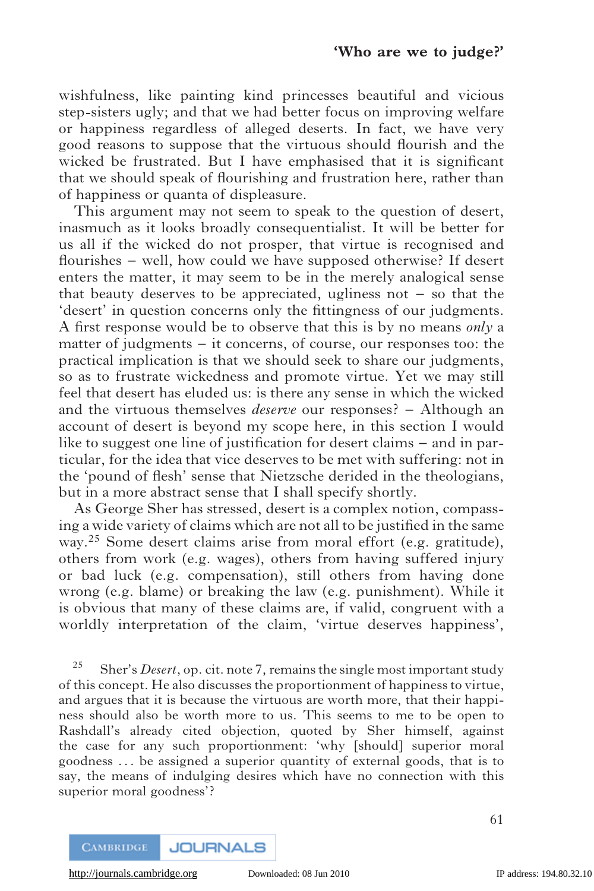wishfulness, like painting kind princesses beautiful and vicious step-sisters ugly; and that we had better focus on improving welfare or happiness regardless of alleged deserts. In fact, we have very good reasons to suppose that the virtuous should flourish and the wicked be frustrated. But I have emphasised that it is significant that we should speak of flourishing and frustration here, rather than of happiness or quanta of displeasure.

This argument may not seem to speak to the question of desert, inasmuch as it looks broadly consequentialist. It will be better for us all if the wicked do not prosper, that virtue is recognised and flourishes – well, how could we have supposed otherwise? If desert enters the matter, it may seem to be in the merely analogical sense that beauty deserves to be appreciated, ugliness not – so that the 'desert' in question concerns only the fittingness of our judgments. A first response would be to observe that this is by no means *only* a matter of judgments – it concerns, of course, our responses too: the practical implication is that we should seek to share our judgments, so as to frustrate wickedness and promote virtue. Yet we may still feel that desert has eluded us: is there any sense in which the wicked and the virtuous themselves *deserve* our responses? – Although an account of desert is beyond my scope here, in this section I would like to suggest one line of justification for desert claims – and in particular, for the idea that vice deserves to be met with suffering: not in the 'pound of flesh' sense that Nietzsche derided in the theologians, but in a more abstract sense that I shall specify shortly.

As George Sher has stressed, desert is a complex notion, compassing a wide variety of claims which are not all to be justified in the same way.[25] Some desert claims arise from moral effort (e.g. gratitude), others from work (e.g. wages), others from having suffered injury or bad luck (e.g. compensation), still others from having done wrong (e.g. blame) or breaking the law (e.g. punishment). While it is obvious that many of these claims are, if valid, congruent with a worldly interpretation of the claim, 'virtue deserves happiness',

[25] Sher's *Desert*, op. cit. note 7, remains the single most important study of this concept. He also discusses the proportionment of happiness to virtue, and argues that it is because the virtuous are worth more, that their happiness should also be worth more to us. This seems to me to be open to Rashdall's already cited objection, quoted by Sher himself, against the case for any such proportionment: 'why [should] superior moral goodness … be assigned a superior quantity of external goods, that is to say, the means of indulging desires which have no connection with this superior moral goodness'?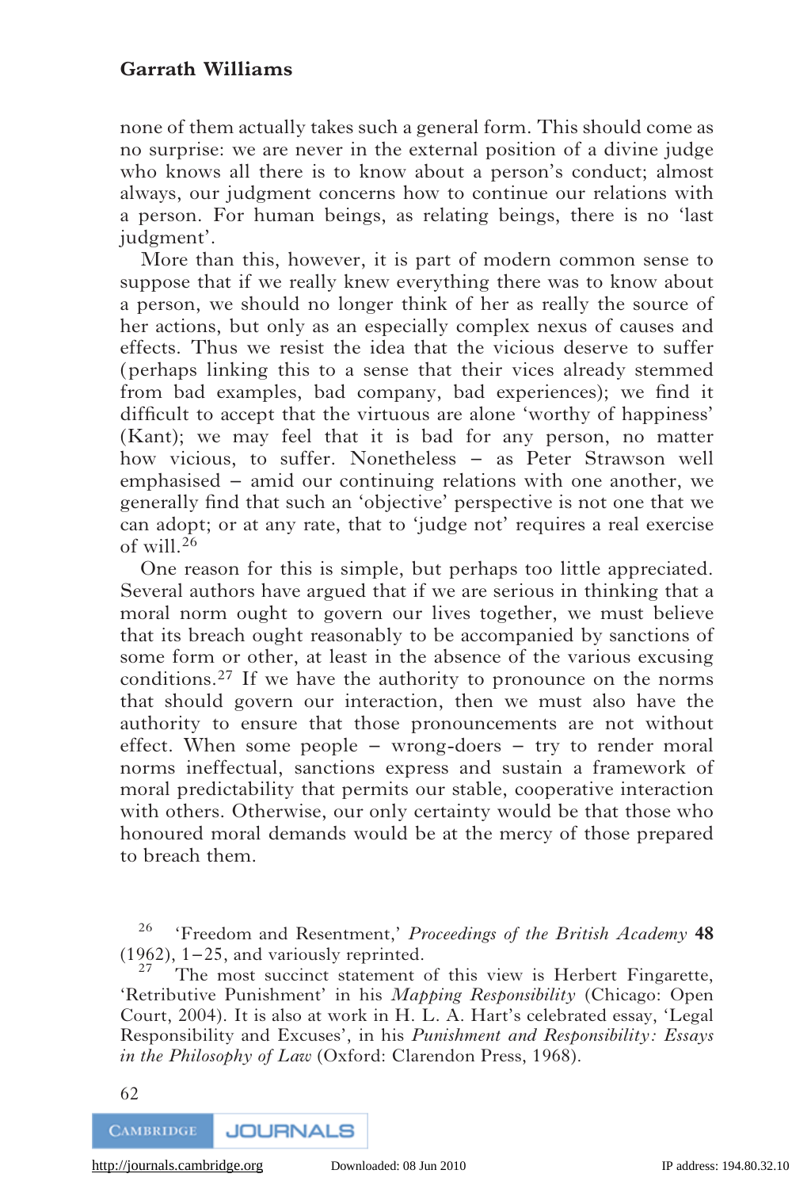none of them actually takes such a general form. This should come as no surprise: we are never in the external position of a divine judge who knows all there is to know about a person's conduct; almost always, our judgment concerns how to continue our relations with a person. For human beings, as relating beings, there is no 'last judgment'.

More than this, however, it is part of modern common sense to suppose that if we really knew everything there was to know about a person, we should no longer think of her as really the source of her actions, but only as an especially complex nexus of causes and effects. Thus we resist the idea that the vicious deserve to suffer (perhaps linking this to a sense that their vices already stemmed from bad examples, bad company, bad experiences); we find it difficult to accept that the virtuous are alone 'worthy of happiness' (Kant); we may feel that it is bad for any person, no matter how vicious, to suffer. Nonetheless – as Peter Strawson well emphasised – amid our continuing relations with one another, we generally find that such an 'objective' perspective is not one that we can adopt; or at any rate, that to 'judge not' requires a real exercise of will.[26]

One reason for this is simple, but perhaps too little appreciated. Several authors have argued that if we are serious in thinking that a moral norm ought to govern our lives together, we must believe that its breach ought reasonably to be accompanied by sanctions of some form or other, at least in the absence of the various excusing conditions.[27] If we have the authority to pronounce on the norms that should govern our interaction, then we must also have the authority to ensure that those pronouncements are not without effect. When some people – wrong-doers – try to render moral norms ineffectual, sanctions express and sustain a framework of moral predictability that permits our stable, cooperative interaction with others. Otherwise, our only certainty would be that those who honoured moral demands would be at the mercy of those prepared to breach them.

[26] 'Freedom and Resentment,' *Proceedings of the British Academy* **48** (1962), 1–25, and variously reprinted.

[27] The most succinct statement of this view is Herbert Fingarette, 'Retributive Punishment' in his *Mapping Responsibility* (Chicago: Open Court, 2004). It is also at work in H. L. A. Hart's celebrated essay, 'Legal Responsibility and Excuses', in his *Punishment and Responsibility: Essays in the Philosophy of Law* (Oxford: Clarendon Press, 1968).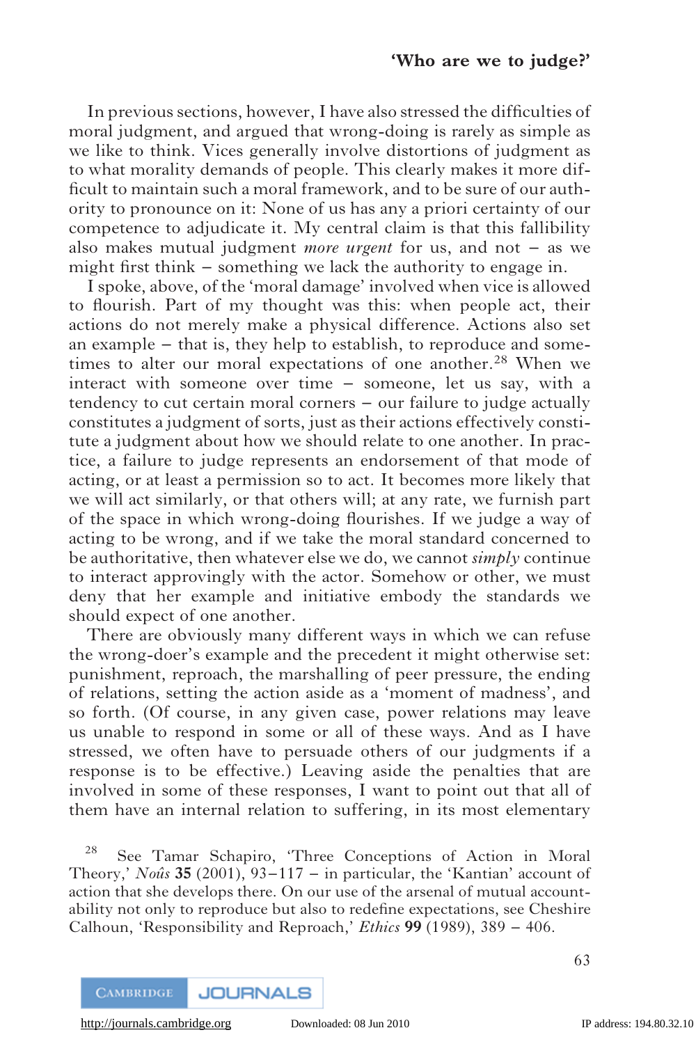In previous sections, however, I have also stressed the difficulties of moral judgment, and argued that wrong-doing is rarely as simple as we like to think. Vices generally involve distortions of judgment as to what morality demands of people. This clearly makes it more difficult to maintain such a moral framework, and to be sure of our authority to pronounce on it: None of us has any a priori certainty of our competence to adjudicate it. My central claim is that this fallibility also makes mutual judgment *more urgent* for us, and not – as we might first think – something we lack the authority to engage in.

I spoke, above, of the 'moral damage' involved when vice is allowed to flourish. Part of my thought was this: when people act, their actions do not merely make a physical difference. Actions also set an example – that is, they help to establish, to reproduce and sometimes to alter our moral expectations of one another.[28] When we interact with someone over time – someone, let us say, with a tendency to cut certain moral corners – our failure to judge actually constitutes a judgment of sorts, just as their actions effectively constitute a judgment about how we should relate to one another. In practice, a failure to judge represents an endorsement of that mode of acting, or at least a permission so to act. It becomes more likely that we will act similarly, or that others will; at any rate, we furnish part of the space in which wrong-doing flourishes. If we judge a way of acting to be wrong, and if we take the moral standard concerned to be authoritative, then whatever else we do, we cannot *simply* continue to interact approvingly with the actor. Somehow or other, we must deny that her example and initiative embody the standards we should expect of one another.

There are obviously many different ways in which we can refuse the wrong-doer's example and the precedent it might otherwise set: punishment, reproach, the marshalling of peer pressure, the ending of relations, setting the action aside as a 'moment of madness', and so forth. (Of course, in any given case, power relations may leave us unable to respond in some or all of these ways. And as I have stressed, we often have to persuade others of our judgments if a response is to be effective.) Leaving aside the penalties that are involved in some of these responses, I want to point out that all of them have an internal relation to suffering, in its most elementary

[28] See Tamar Schapiro, 'Three Conceptions of Action in Moral Theory,' *Noûs* **35** (2001), 93–117 – in particular, the 'Kantian' account of action that she develops there. On our use of the arsenal of mutual accountability not only to reproduce but also to redefine expectations, see Cheshire Calhoun, 'Responsibility and Reproach,' *Ethics* **99** (1989), 389 – 406.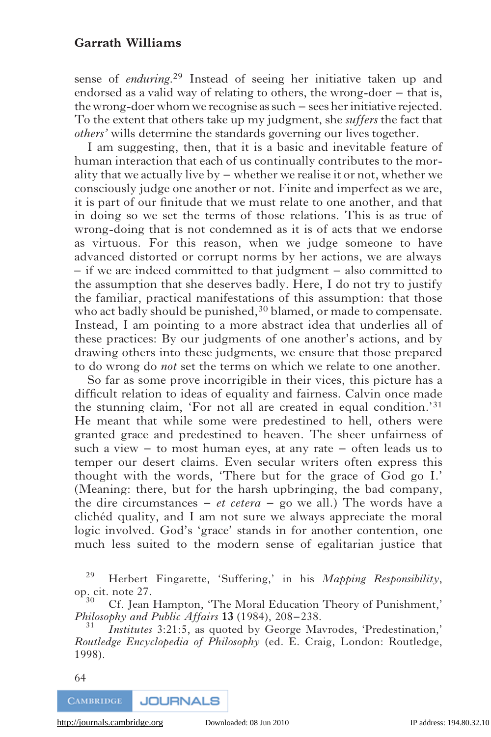sense of *enduring*.[29] Instead of seeing her initiative taken up and endorsed as a valid way of relating to others, the wrong-doer – that is, the wrong-doer whom we recognise as such – sees her initiative rejected. To the extent that others take up my judgment, she *suffers* the fact that *others'* wills determine the standards governing our lives together.

I am suggesting, then, that it is a basic and inevitable feature of human interaction that each of us continually contributes to the morality that we actually live by – whether we realise it or not, whether we consciously judge one another or not. Finite and imperfect as we are, it is part of our finitude that we must relate to one another, and that in doing so we set the terms of those relations. This is as true of wrong-doing that is not condemned as it is of acts that we endorse as virtuous. For this reason, when we judge someone to have advanced distorted or corrupt norms by her actions, we are always – if we are indeed committed to that judgment – also committed to the assumption that she deserves badly. Here, I do not try to justify the familiar, practical manifestations of this assumption: that those who act badly should be punished,[30] blamed, or made to compensate. Instead, I am pointing to a more abstract idea that underlies all of these practices: By our judgments of one another's actions, and by drawing others into these judgments, we ensure that those prepared to do wrong do *not* set the terms on which we relate to one another.

So far as some prove incorrigible in their vices, this picture has a difficult relation to ideas of equality and fairness. Calvin once made the stunning claim, 'For not all are created in equal condition.'[31] He meant that while some were predestined to hell, others were granted grace and predestined to heaven. The sheer unfairness of such a view – to most human eyes, at any rate – often leads us to temper our desert claims. Even secular writers often express this thought with the words, 'There but for the grace of God go I.' (Meaning: there, but for the harsh upbringing, the bad company, the dire circumstances – *et cetera* – go we all.) The words have a clichéd quality, and I am not sure we always appreciate the moral logic involved. God's 'grace' stands in for another contention, one much less suited to the modern sense of egalitarian justice that

---

[29] Herbert Fingarette, 'Suffering,' in his *Mapping Responsibility*, op. cit. note 27.

[30] Cf. Jean Hampton, 'The Moral Education Theory of Punishment,' *Philosophy and Public Affairs* **13** (1984), 208–238.

[31] *Institutes* 3:21:5, as quoted by George Mavrodes, 'Predestination,' *Routledge Encyclopedia of Philosophy* (ed. E. Craig, London: Routledge, 1998).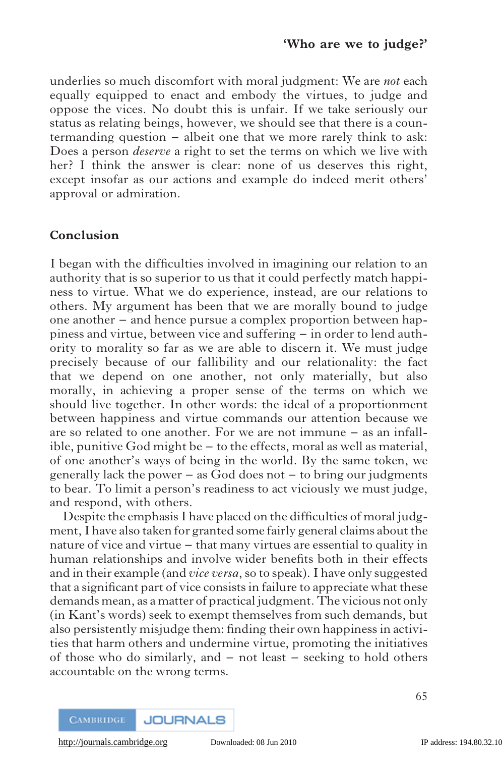underlies so much discomfort with moral judgment: We are *not* each equally equipped to enact and embody the virtues, to judge and oppose the vices. No doubt this is unfair. If we take seriously our status as relating beings, however, we should see that there is a countermanding question – albeit one that we more rarely think to ask: Does a person *deserve* a right to set the terms on which we live with her? I think the answer is clear: none of us deserves this right, except insofar as our actions and example do indeed merit others' approval or admiration.

## Conclusion

I began with the difficulties involved in imagining our relation to an authority that is so superior to us that it could perfectly match happiness to virtue. What we do experience, instead, are our relations to others. My argument has been that we are morally bound to judge one another – and hence pursue a complex proportion between happiness and virtue, between vice and suffering – in order to lend authority to morality so far as we are able to discern it. We must judge precisely because of our fallibility and our relationality: the fact that we depend on one another, not only materially, but also morally, in achieving a proper sense of the terms on which we should live together. In other words: the ideal of a proportionment between happiness and virtue commands our attention because we are so related to one another. For we are not immune – as an infallible, punitive God might be – to the effects, moral as well as material, of one another's ways of being in the world. By the same token, we generally lack the power – as God does not – to bring our judgments to bear. To limit a person's readiness to act viciously we must judge, and respond, with others.

Despite the emphasis I have placed on the difficulties of moral judgment, I have also taken for granted some fairly general claims about the nature of vice and virtue – that many virtues are essential to quality in human relationships and involve wider benefits both in their effects and in their example (and *vice versa*, so to speak). I have only suggested that a significant part of vice consists in failure to appreciate what these demands mean, as a matter of practical judgment. The vicious not only (in Kant's words) seek to exempt themselves from such demands, but also persistently misjudge them: finding their own happiness in activities that harm others and undermine virtue, promoting the initiatives of those who do similarly, and – not least – seeking to hold others accountable on the wrong terms.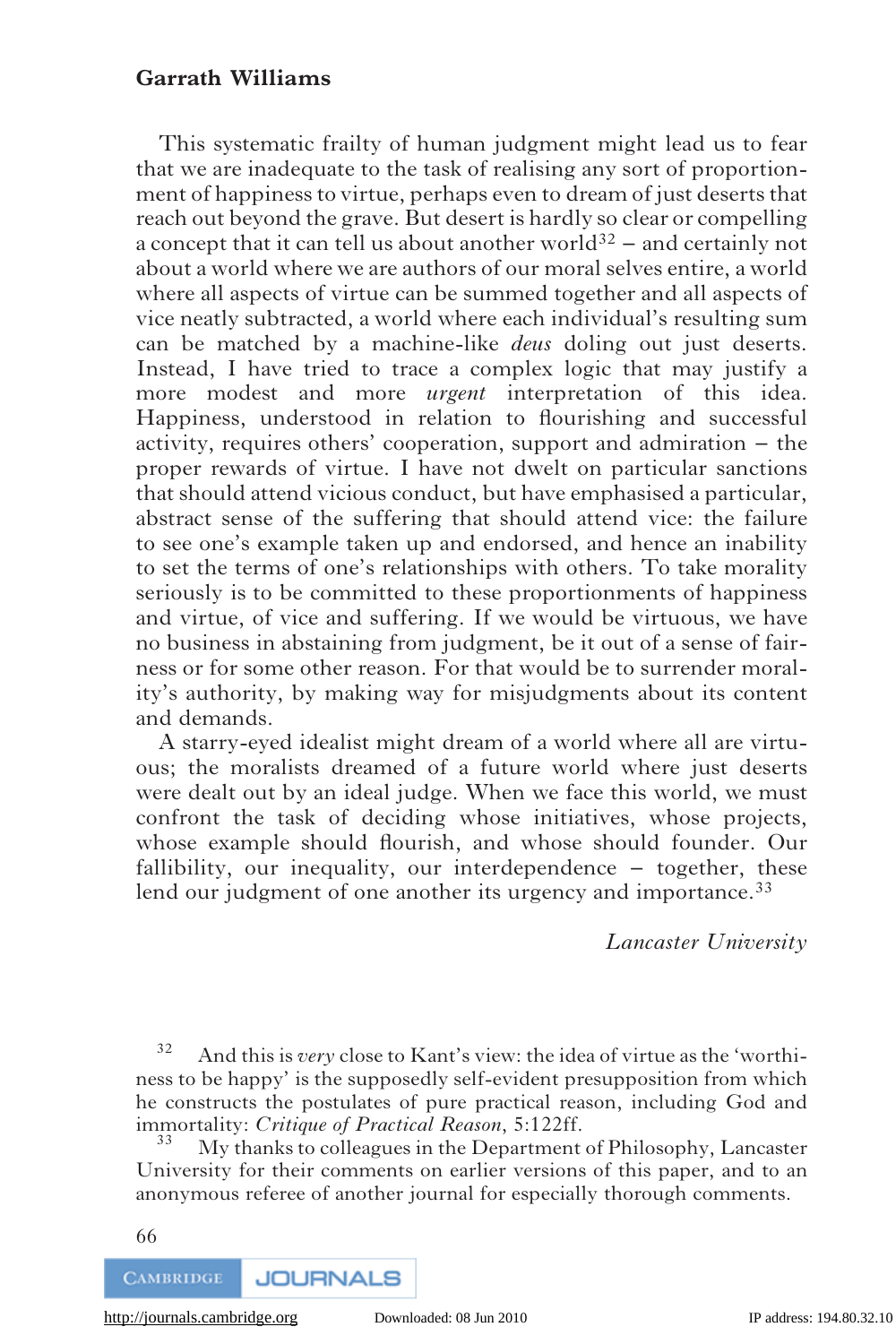This systematic frailty of human judgment might lead us to fear that we are inadequate to the task of realising any sort of proportionment of happiness to virtue, perhaps even to dream of just deserts that reach out beyond the grave. But desert is hardly so clear or compelling a concept that it can tell us about another world[32] – and certainly not about a world where we are authors of our moral selves entire, a world where all aspects of virtue can be summed together and all aspects of vice neatly subtracted, a world where each individual's resulting sum can be matched by a machine-like *deus* doling out just deserts. Instead, I have tried to trace a complex logic that may justify a more modest and more *urgent* interpretation of this idea. Happiness, understood in relation to flourishing and successful activity, requires others' cooperation, support and admiration – the proper rewards of virtue. I have not dwelt on particular sanctions that should attend vicious conduct, but have emphasised a particular, abstract sense of the suffering that should attend vice: the failure to see one's example taken up and endorsed, and hence an inability to set the terms of one's relationships with others. To take morality seriously is to be committed to these proportionments of happiness and virtue, of vice and suffering. If we would be virtuous, we have no business in abstaining from judgment, be it out of a sense of fairness or for some other reason. For that would be to surrender morality's authority, by making way for misjudgments about its content and demands.

A starry-eyed idealist might dream of a world where all are virtuous; the moralists dreamed of a future world where just deserts were dealt out by an ideal judge. When we face this world, we must confront the task of deciding whose initiatives, whose projects, whose example should flourish, and whose should founder. Our fallibility, our inequality, our interdependence – together, these lend our judgment of one another its urgency and importance.[33]

*Lancaster University*

[32] And this is *very* close to Kant's view: the idea of virtue as the 'worthiness to be happy' is the supposedly self-evident presupposition from which he constructs the postulates of pure practical reason, including God and immortality: *Critique of Practical Reason*, 5:122ff.

[33] My thanks to colleagues in the Department of Philosophy, Lancaster University for their comments on earlier versions of this paper, and to an anonymous referee of another journal for especially thorough comments.